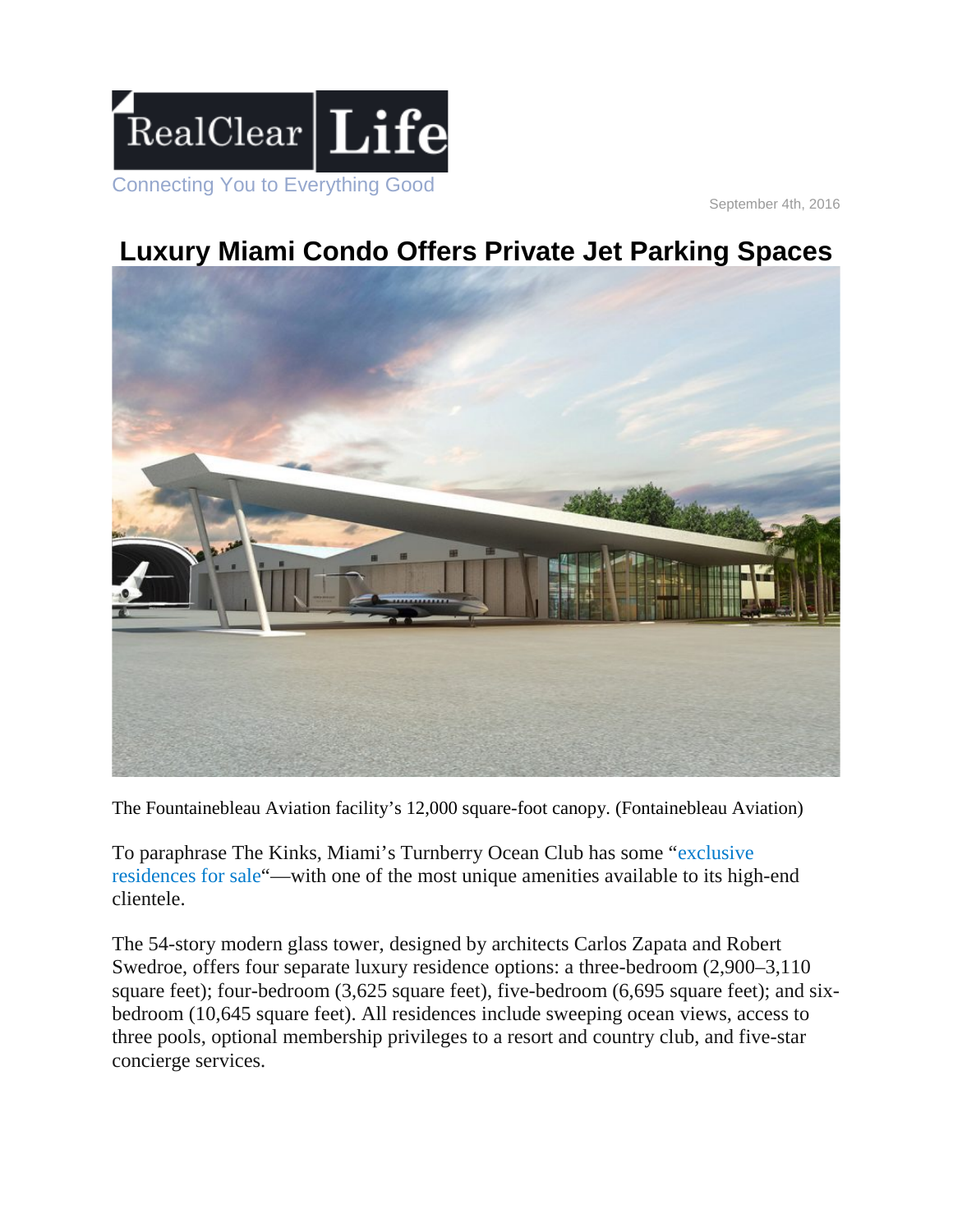RealClear Life

Connecting You to Everything Good

September 4th, 2016

# Luxury Miami Condo Offers Private Jet Parking Spaces

The Fountainebleau Aviation facility's 12,000 square-foot canopy. (Fontainebleau Aviation)

To paraphrase The Kinks, Miami's Turnberry Ocean Club has some "exclusive residences for sale"—with one of the most unique amenities available to its high-end clientele.

The 54-story modern glass tower, designed by architects Carlos Zapata and Robert Swedroe, offers four separate luxury residence options: a three-bedroom (2,900–3,110 square feet); four-bedroom (3,625 square feet), five-bedroom (6,695 square feet); and six-bedroom (10,645 square feet). All residences include sweeping ocean views, access to three pools, optional membership privileges to a resort and country club, and five-star concierge services.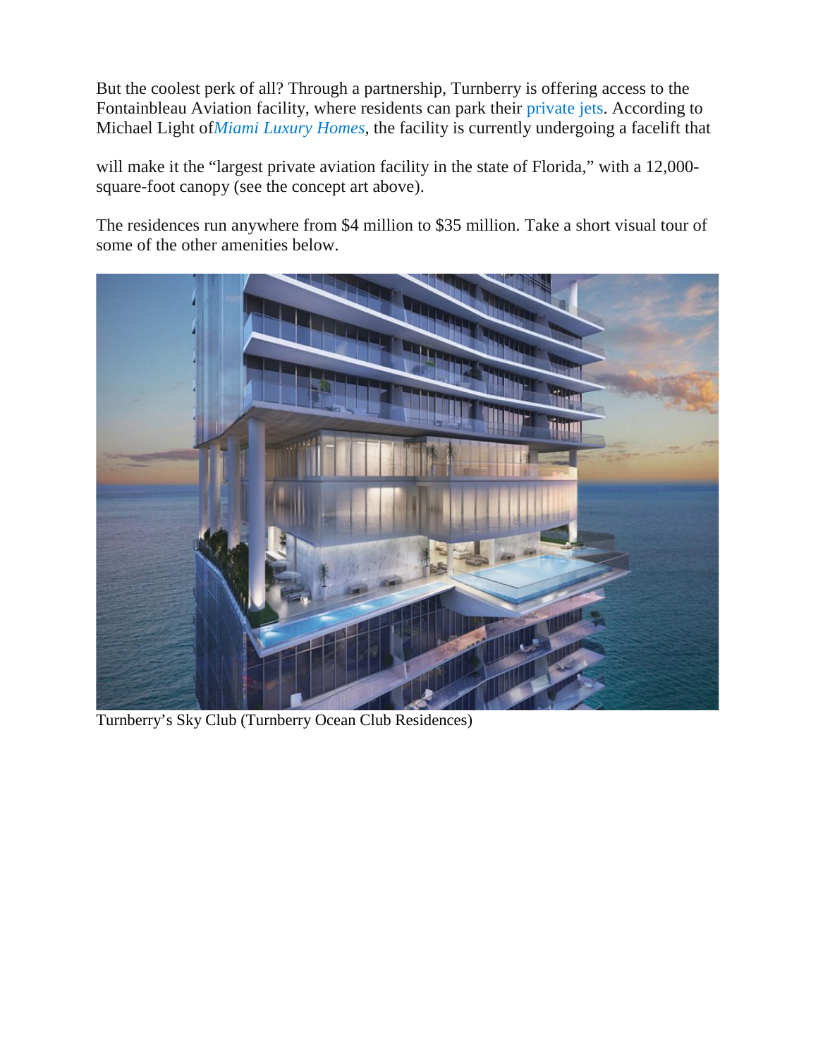But the coolest perk of all? Through a partnership, Turnberry is offering access to the Fontainbleau Aviation facility, where residents can park their private jets. According to Michael Light of *Miami Luxury Homes*, the facility is currently undergoing a facelift that

will make it the "largest private aviation facility in the state of Florida," with a 12,000-square-foot canopy (see the concept art above).

The residences run anywhere from $4 million to $35 million. Take a short visual tour of some of the other amenities below.

Turnberry's Sky Club (Turnberry Ocean Club Residences)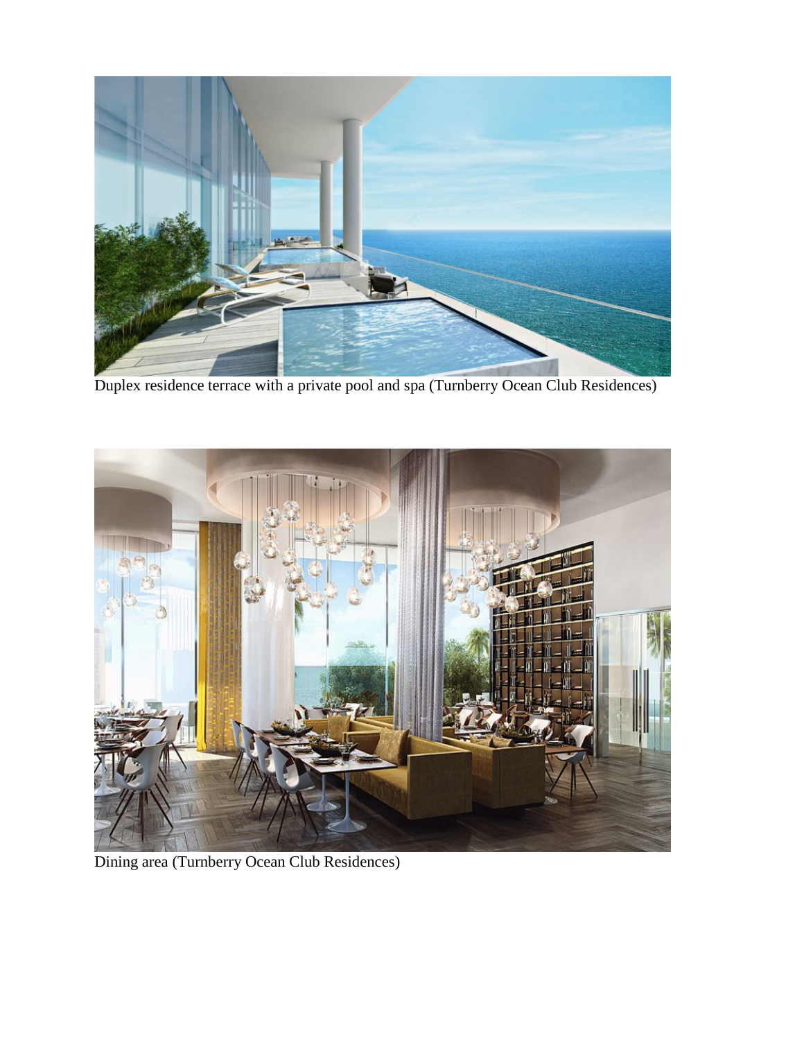Duplex residence terrace with a private pool and spa (Turnberry Ocean Club Residences)

Dining area (Turnberry Ocean Club Residences)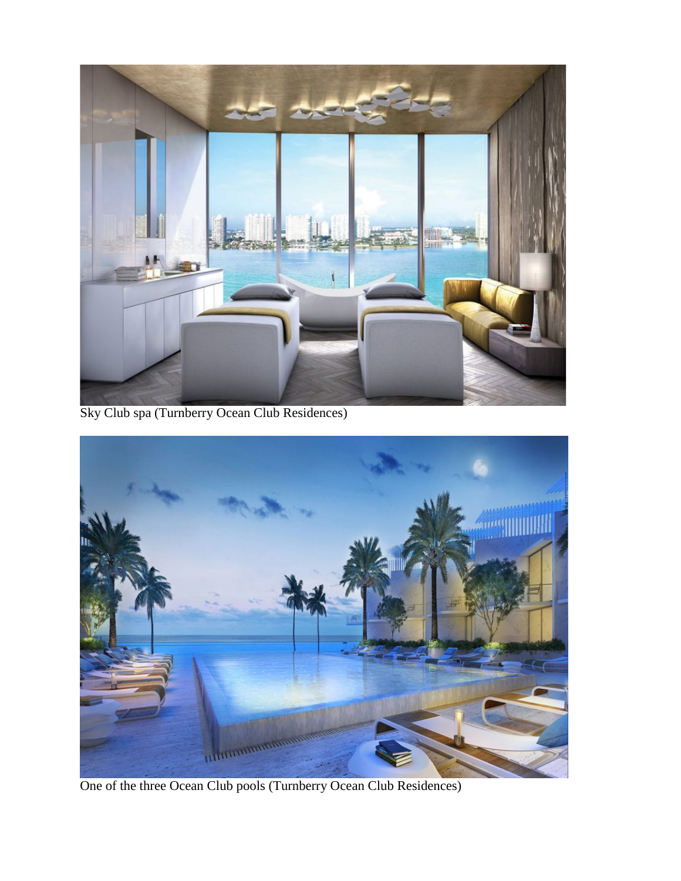Sky Club spa (Turnberry Ocean Club Residences)

One of the three Ocean Club pools (Turnberry Ocean Club Residences)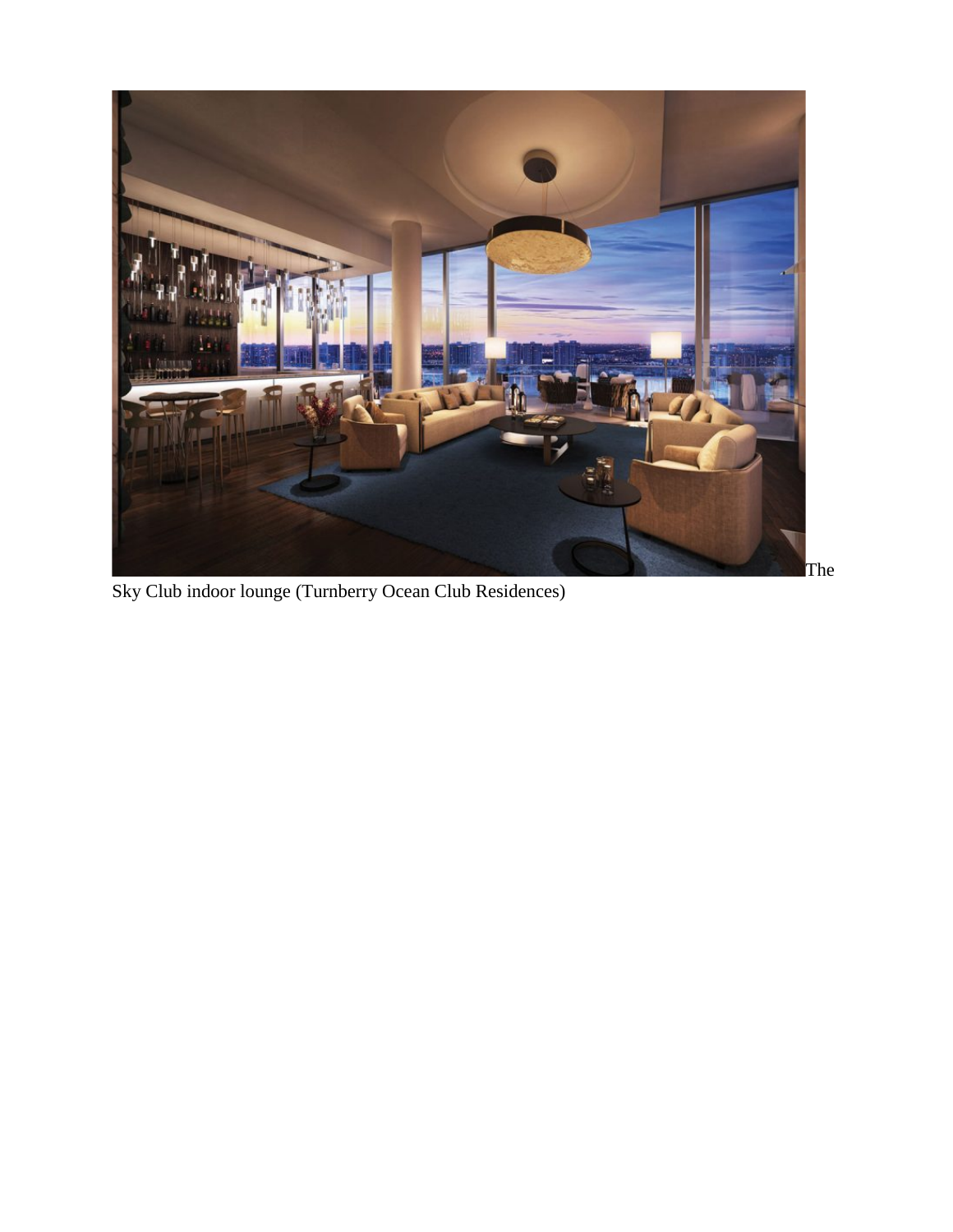The Sky Club indoor lounge (Turnberry Ocean Club Residences)